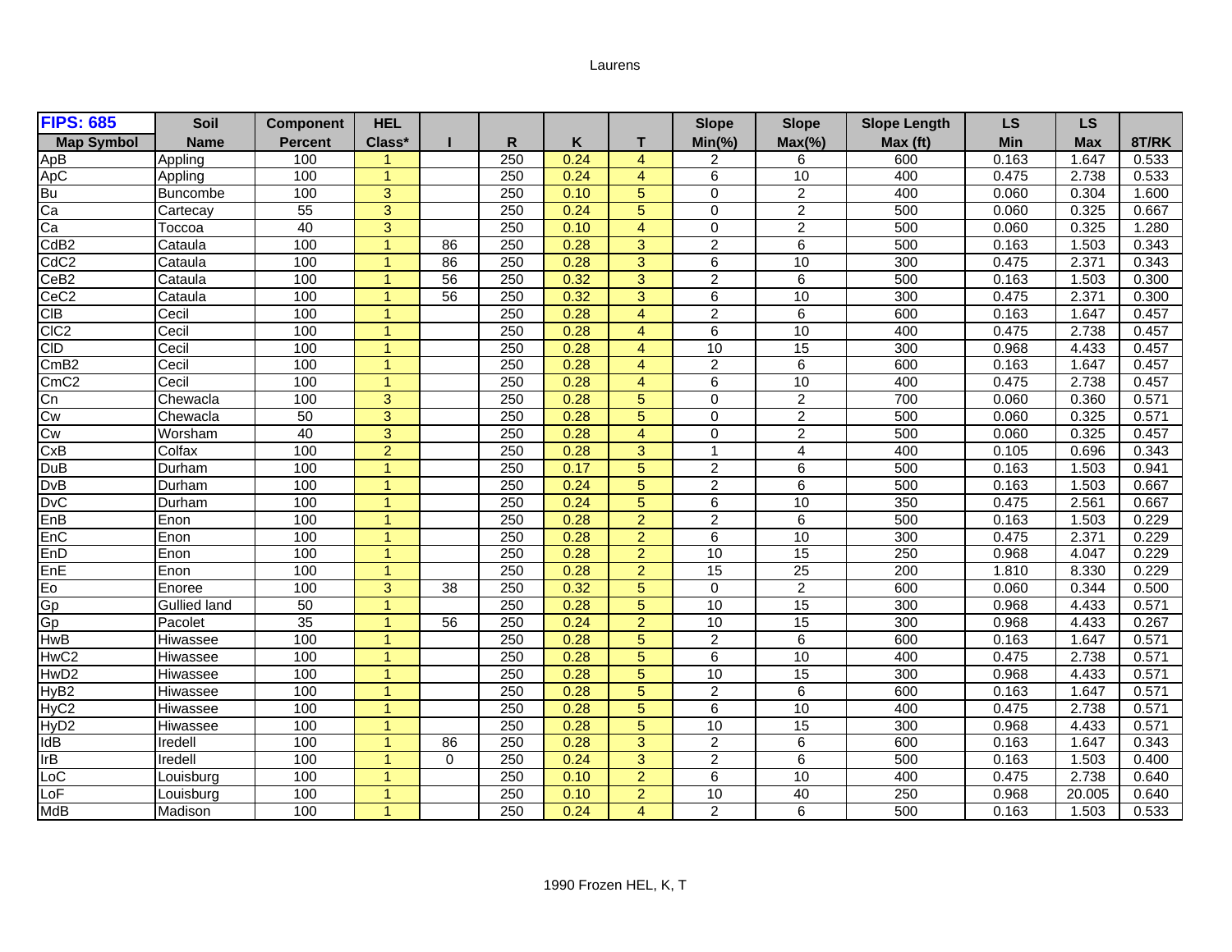Laurens

| FIPS: 685 | Soil | Component | HEL | | | | | Slope | Slope | Slope Length | LS | LS | |
|---|---|---|---|---|---|---|---|---|---|---|---|---|---|
| Map Symbol | Name | Percent | Class* | I | R | K | T | Min(%) | Max(%) | Max (ft) | Min | Max | 8T/RK |
| ApB | Appling | 100 | 1 | | 250 | 0.24 | 4 | 2 | 6 | 600 | 0.163 | 1.647 | 0.533 |
| ApC | Appling | 100 | 1 | | 250 | 0.24 | 4 | 6 | 10 | 400 | 0.475 | 2.738 | 0.533 |
| Bu | Buncombe | 100 | 3 | | 250 | 0.10 | 5 | 0 | 2 | 400 | 0.060 | 0.304 | 1.600 |
| Ca | Cartecay | 55 | 3 | | 250 | 0.24 | 5 | 0 | 2 | 500 | 0.060 | 0.325 | 0.667 |
| Ca | Toccoa | 40 | 3 | | 250 | 0.10 | 4 | 0 | 2 | 500 | 0.060 | 0.325 | 1.280 |
| CdB2 | Cataula | 100 | 1 | 86 | 250 | 0.28 | 3 | 2 | 6 | 500 | 0.163 | 1.503 | 0.343 |
| CdC2 | Cataula | 100 | 1 | 86 | 250 | 0.28 | 3 | 6 | 10 | 300 | 0.475 | 2.371 | 0.343 |
| CeB2 | Cataula | 100 | 1 | 56 | 250 | 0.32 | 3 | 2 | 6 | 500 | 0.163 | 1.503 | 0.300 |
| CeC2 | Cataula | 100 | 1 | 56 | 250 | 0.32 | 3 | 6 | 10 | 300 | 0.475 | 2.371 | 0.300 |
| ClB | Cecil | 100 | 1 | | 250 | 0.28 | 4 | 2 | 6 | 600 | 0.163 | 1.647 | 0.457 |
| ClC2 | Cecil | 100 | 1 | | 250 | 0.28 | 4 | 6 | 10 | 400 | 0.475 | 2.738 | 0.457 |
| ClD | Cecil | 100 | 1 | | 250 | 0.28 | 4 | 10 | 15 | 300 | 0.968 | 4.433 | 0.457 |
| CmB2 | Cecil | 100 | 1 | | 250 | 0.28 | 4 | 2 | 6 | 600 | 0.163 | 1.647 | 0.457 |
| CmC2 | Cecil | 100 | 1 | | 250 | 0.28 | 4 | 6 | 10 | 400 | 0.475 | 2.738 | 0.457 |
| Cn | Chewacla | 100 | 3 | | 250 | 0.28 | 5 | 0 | 2 | 700 | 0.060 | 0.360 | 0.571 |
| Cw | Chewacla | 50 | 3 | | 250 | 0.28 | 5 | 0 | 2 | 500 | 0.060 | 0.325 | 0.571 |
| Cw | Worsham | 40 | 3 | | 250 | 0.28 | 4 | 0 | 2 | 500 | 0.060 | 0.325 | 0.457 |
| CxB | Colfax | 100 | 2 | | 250 | 0.28 | 3 | 1 | 4 | 400 | 0.105 | 0.696 | 0.343 |
| DuB | Durham | 100 | 1 | | 250 | 0.17 | 5 | 2 | 6 | 500 | 0.163 | 1.503 | 0.941 |
| DvB | Durham | 100 | 1 | | 250 | 0.24 | 5 | 2 | 6 | 500 | 0.163 | 1.503 | 0.667 |
| DvC | Durham | 100 | 1 | | 250 | 0.24 | 5 | 6 | 10 | 350 | 0.475 | 2.561 | 0.667 |
| EnB | Enon | 100 | 1 | | 250 | 0.28 | 2 | 2 | 6 | 500 | 0.163 | 1.503 | 0.229 |
| EnC | Enon | 100 | 1 | | 250 | 0.28 | 2 | 6 | 10 | 300 | 0.475 | 2.371 | 0.229 |
| EnD | Enon | 100 | 1 | | 250 | 0.28 | 2 | 10 | 15 | 250 | 0.968 | 4.047 | 0.229 |
| EnE | Enon | 100 | 1 | | 250 | 0.28 | 2 | 15 | 25 | 200 | 1.810 | 8.330 | 0.229 |
| Eo | Enoree | 100 | 3 | 38 | 250 | 0.32 | 5 | 0 | 2 | 600 | 0.060 | 0.344 | 0.500 |
| Gp | Gullied land | 50 | 1 | | 250 | 0.28 | 5 | 10 | 15 | 300 | 0.968 | 4.433 | 0.571 |
| Gp | Pacolet | 35 | 1 | 56 | 250 | 0.24 | 2 | 10 | 15 | 300 | 0.968 | 4.433 | 0.267 |
| HwB | Hiwassee | 100 | 1 | | 250 | 0.28 | 5 | 2 | 6 | 600 | 0.163 | 1.647 | 0.571 |
| HwC2 | Hiwassee | 100 | 1 | | 250 | 0.28 | 5 | 6 | 10 | 400 | 0.475 | 2.738 | 0.571 |
| HwD2 | Hiwassee | 100 | 1 | | 250 | 0.28 | 5 | 10 | 15 | 300 | 0.968 | 4.433 | 0.571 |
| HyB2 | Hiwassee | 100 | 1 | | 250 | 0.28 | 5 | 2 | 6 | 600 | 0.163 | 1.647 | 0.571 |
| HyC2 | Hiwassee | 100 | 1 | | 250 | 0.28 | 5 | 6 | 10 | 400 | 0.475 | 2.738 | 0.571 |
| HyD2 | Hiwassee | 100 | 1 | | 250 | 0.28 | 5 | 10 | 15 | 300 | 0.968 | 4.433 | 0.571 |
| IdB | Iredell | 100 | 1 | 86 | 250 | 0.28 | 3 | 2 | 6 | 600 | 0.163 | 1.647 | 0.343 |
| IrB | Iredell | 100 | 1 | 0 | 250 | 0.24 | 3 | 2 | 6 | 500 | 0.163 | 1.503 | 0.400 |
| LoC | Louisburg | 100 | 1 | | 250 | 0.10 | 2 | 6 | 10 | 400 | 0.475 | 2.738 | 0.640 |
| LoF | Louisburg | 100 | 1 | | 250 | 0.10 | 2 | 10 | 40 | 250 | 0.968 | 20.005 | 0.640 |
| MdB | Madison | 100 | 1 | | 250 | 0.24 | 4 | 2 | 6 | 500 | 0.163 | 1.503 | 0.533 |

1990 Frozen HEL, K, T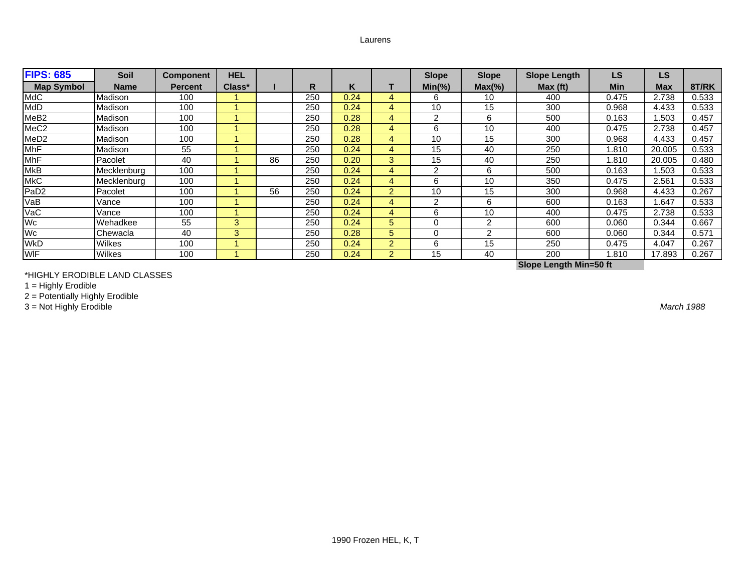Laurens

| FIPS: 685 | Soil | Component | HEL | | | | | Slope | Slope | Slope Length | LS | LS | |
|---|---|---|---|---|---|---|---|---|---|---|---|---|---|
| Map Symbol | Name | Percent | Class* | I | R | K | T | Min(%) | Max(%) | Max (ft) | Min | Max | 8T/RK |
| MdC | Madison | 100 | 1 | | 250 | 0.24 | 4 | 6 | 10 | 400 | 0.475 | 2.738 | 0.533 |
| MdD | Madison | 100 | 1 | | 250 | 0.24 | 4 | 10 | 15 | 300 | 0.968 | 4.433 | 0.533 |
| MeB2 | Madison | 100 | 1 | | 250 | 0.28 | 4 | 2 | 6 | 500 | 0.163 | 1.503 | 0.457 |
| MeC2 | Madison | 100 | 1 | | 250 | 0.28 | 4 | 6 | 10 | 400 | 0.475 | 2.738 | 0.457 |
| MeD2 | Madison | 100 | 1 | | 250 | 0.28 | 4 | 10 | 15 | 300 | 0.968 | 4.433 | 0.457 |
| MhF | Madison | 55 | 1 | | 250 | 0.24 | 4 | 15 | 40 | 250 | 1.810 | 20.005 | 0.533 |
| MhF | Pacolet | 40 | 1 | 86 | 250 | 0.20 | 3 | 15 | 40 | 250 | 1.810 | 20.005 | 0.480 |
| MkB | Mecklenburg | 100 | 1 | | 250 | 0.24 | 4 | 2 | 6 | 500 | 0.163 | 1.503 | 0.533 |
| MkC | Mecklenburg | 100 | 1 | | 250 | 0.24 | 4 | 6 | 10 | 350 | 0.475 | 2.561 | 0.533 |
| PaD2 | Pacolet | 100 | 1 | 56 | 250 | 0.24 | 2 | 10 | 15 | 300 | 0.968 | 4.433 | 0.267 |
| VaB | Vance | 100 | 1 | | 250 | 0.24 | 4 | 2 | 6 | 600 | 0.163 | 1.647 | 0.533 |
| VaC | Vance | 100 | 1 | | 250 | 0.24 | 4 | 6 | 10 | 400 | 0.475 | 2.738 | 0.533 |
| Wc | Wehadkee | 55 | 3 | | 250 | 0.24 | 5 | 0 | 2 | 600 | 0.060 | 0.344 | 0.667 |
| Wc | Chewacla | 40 | 3 | | 250 | 0.28 | 5 | 0 | 2 | 600 | 0.060 | 0.344 | 0.571 |
| WkD | Wilkes | 100 | 1 | | 250 | 0.24 | 2 | 6 | 15 | 250 | 0.475 | 4.047 | 0.267 |
| WlF | Wilkes | 100 | 1 | | 250 | 0.24 | 2 | 15 | 40 | 200 | 1.810 | 17.893 | 0.267 |

**Slope Length Min=50 ft**

*HIGHLY ERODIBLE LAND CLASSES

1 = Highly Erodible

2 = Potentially Highly Erodible

3 = Not Highly Erodible

*March 1988*

1990 Frozen HEL, K, T